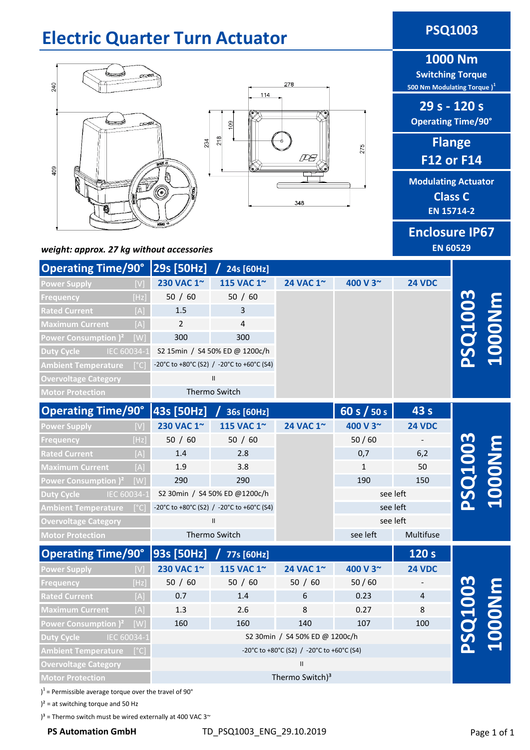# Electric Quarter Turn Actuator

**PSQ1003**

**1000 Nm**
**Switching Torque**
**500 Nm Modulating Torque )[1]**

**29 s - 120 s**
**Operating Time/90°**

**Flange**
**F12 or F14**

**Modulating Actuator**
**Class C**
**EN 15714-2**

**Enclosure IP67**
**EN 60529**

*weight: approx. 27 kg without accessories*

## PSQ1003 1000Nm

| Operating Time/90° | 29s [50Hz] / 24s [60Hz] | | | | |
|---|---|---|---|---|---|
| Power Supply [V] | 230 VAC 1~ | 115 VAC 1~ | 24 VAC 1~ | 400 V 3~ | 24 VDC |
| Frequency [Hz] | 50 / 60 | 50 / 60 | | | |
| Rated Current [A] | 1.5 | 3 | | | |
| Maximum Current [A] | 2 | 4 | | | |
| Power Consumption )² [W] | 300 | 300 | | | |
| Duty Cycle IEC 60034-1 | S2 15min / S4 50% ED @ 1200c/h | | | | |
| Ambient Temperature [°C] | -20°C to +80°C (S2) / -20°C to +60°C (S4) | | | | |
| Overvoltage Category | II | | | | |
| Motor Protection | Thermo Switch | | | | |

## PSQ1003 1000Nm

| Operating Time/90° | 43s [50Hz] / 36s [60Hz] | | | 60 s / 50 s | 43 s |
|---|---|---|---|---|---|
| Power Supply [V] | 230 VAC 1~ | 115 VAC 1~ | 24 VAC 1~ | 400 V 3~ | 24 VDC |
| Frequency [Hz] | 50 / 60 | 50 / 60 | | 50 / 60 | - |
| Rated Current [A] | 1.4 | 2.8 | | 0,7 | 6,2 |
| Maximum Current [A] | 1.9 | 3.8 | | 1 | 50 |
| Power Consumption )² [W] | 290 | 290 | | 190 | 150 |
| Duty Cycle IEC 60034-1 | S2 30min / S4 50% ED @1200c/h | | | see left | |
| Ambient Temperature [°C] | -20°C to +80°C (S2) / -20°C to +60°C (S4) | | | see left | |
| Overvoltage Category | II | | | see left | |
| Motor Protection | Thermo Switch | | | see left | Multifuse |

## PSQ1003 1000Nm

| Operating Time/90° | 93s [50Hz] / 77s [60Hz] | | | | 120 s |
|---|---|---|---|---|---|
| Power Supply [V] | 230 VAC 1~ | 115 VAC 1~ | 24 VAC 1~ | 400 V 3~ | 24 VDC |
| Frequency [Hz] | 50 / 60 | 50 / 60 | 50 / 60 | 50 / 60 | - |
| Rated Current [A] | 0.7 | 1.4 | 6 | 0.23 | 4 |
| Maximum Current [A] | 1.3 | 2.6 | 8 | 0.27 | 8 |
| Power Consumption )² [W] | 160 | 160 | 140 | 107 | 100 |
| Duty Cycle IEC 60034-1 | S2 30min / S4 50% ED @ 1200c/h | | | | |
| Ambient Temperature [°C] | -20°C to +80°C (S2) / -20°C to +60°C (S4) | | | | |
| Overvoltage Category | II | | | | |
| Motor Protection | Thermo Switch)³ | | | | |

)[1] = Permissible average torque over the travel of 90°

)² = at switching torque and 50 Hz

)³ = Thermo switch must be wired externally at 400 VAC 3~

PS Automation GmbH    TD_PSQ1003_ENG_29.10.2019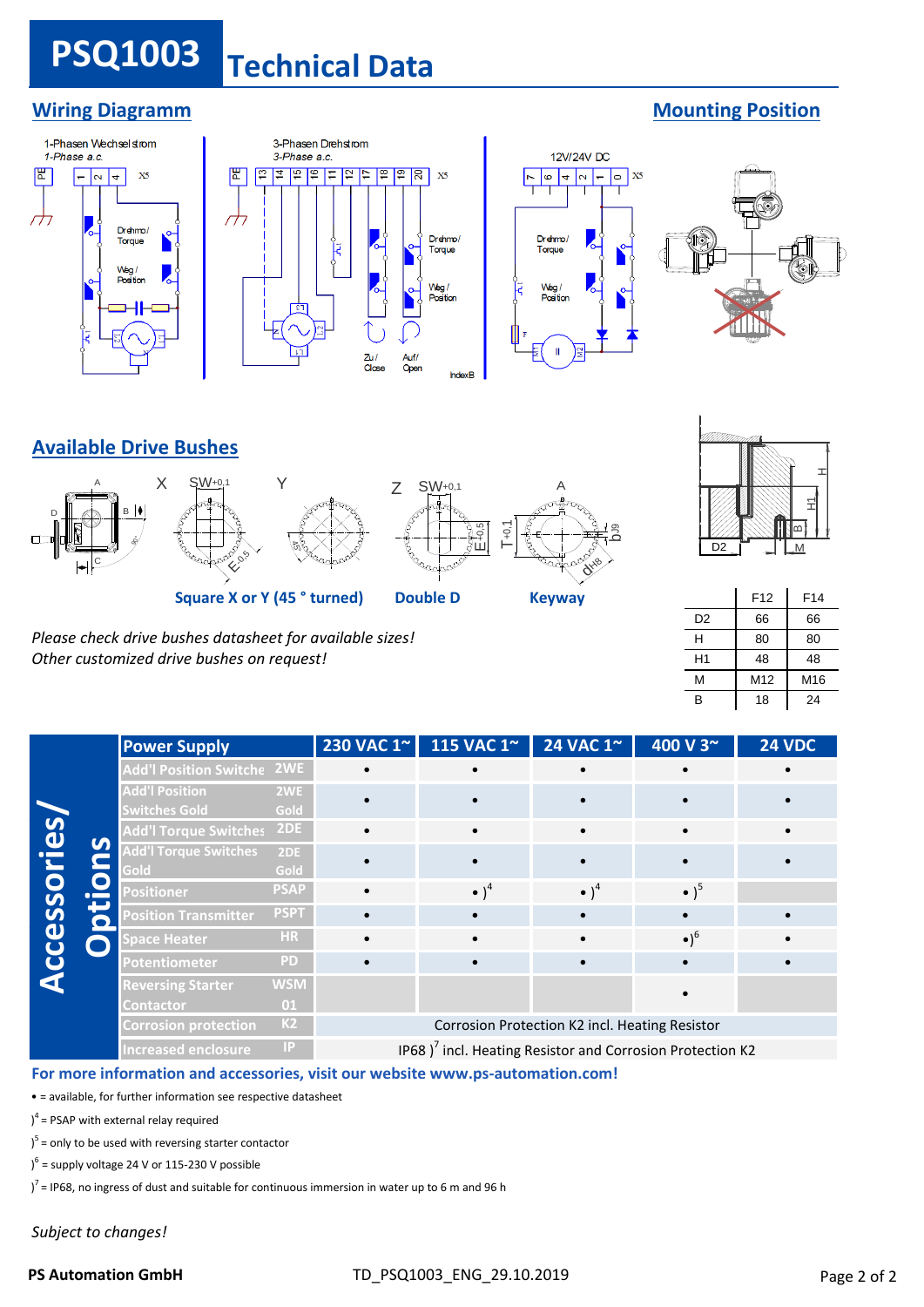# PSQ1003 Technical Data

## Wiring Diagramm

1-Phasen Wechselstrom
1-Phase a.c.

3-Phasen Drehstrom
3-Phase a.c.

12V/24V DC

## Mounting Position

## Available Drive Bushes

Square X or Y (45 ° turned)

Double D

Keyway

*Please check drive bushes datasheet for available sizes!*
*Other customized drive bushes on request!*

| | F12 | F14 |
|---|---|---|
| D2 | 66 | 66 |
| H | 80 | 80 |
| H1 | 48 | 48 |
| M | M12 | M16 |
| B | 18 | 24 |

## Accessories/Options

| Power Supply | | 230 VAC 1~ | 115 VAC 1~ | 24 VAC 1~ | 400 V 3~ | 24 VDC |
|---|---|---|---|---|---|---|
| Add'l Position Switches | 2WE | • | • | • | • | • |
| Add'l Position Switches Gold | 2WE Gold | • | • | • | • | • |
| Add'l Torque Switches | 2DE | • | • | • | • | • |
| Add'l Torque Switches Gold | 2DE Gold | • | • | • | • | • |
| Positioner | PSAP | • | • )[4] | • )[4] | • )[5] | |
| Position Transmitter | PSPT | • | • | • | • | • |
| Space Heater | HR | • | • | • | •)[6] | • |
| Potentiometer | PD | • | • | • | • | • |
| Reversing Starter Contactor | WSM 01 | | | | • | |
| Corrosion protection | K2 | Corrosion Protection K2 incl. Heating Resistor | | | | |
| Increased enclosure | IP | IP68 )[7] incl. Heating Resistor and Corrosion Protection K2 | | | | |

**For more information and accessories, visit our website www.ps-automation.com!**

• = available, for further information see respective datasheet

)[4] = PSAP with external relay required

)[5] = only to be used with reversing starter contactor

)[6] = supply voltage 24 V or 115-230 V possible

)[7] = IP68, no ingress of dust and suitable for continuous immersion in water up to 6 m and 96 h

*Subject to changes!*

**PS Automation GmbH** TD_PSQ1003_ENG_29.10.2019